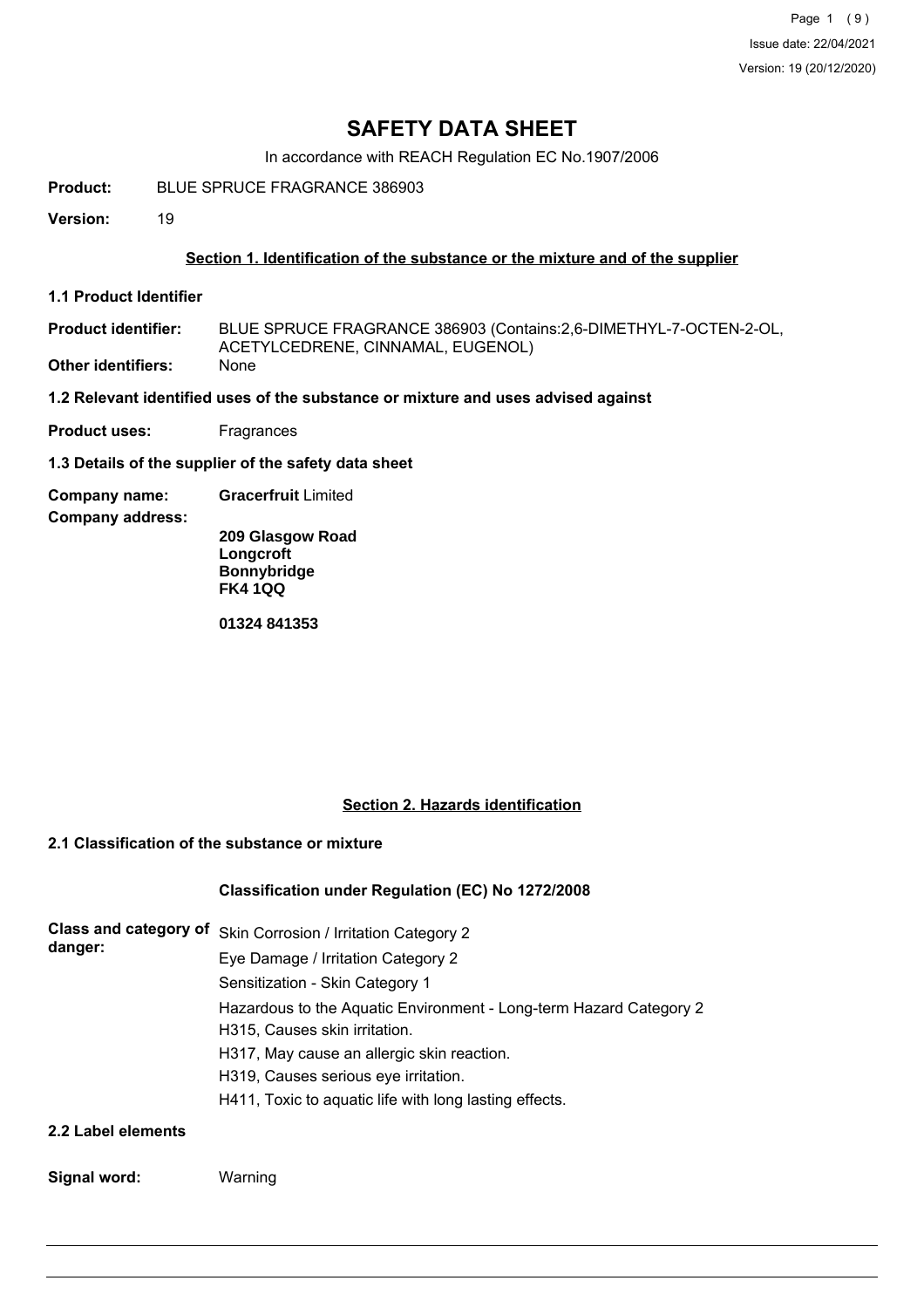# SAFETY DATA SHEET

In accordance with REACH Regulation EC No.1907/2006

**Product:** BLUE SPRUCE FRAGRANCE 386903

**Version:** 19

## Section 1. Identification of the substance or the mixture and of the supplier

### 1.1 Product Identifier

**Product identifier:** BLUE SPRUCE FRAGRANCE 386903 (Contains:2,6-DIMETHYL-7-OCTEN-2-OL, ACETYLCEDRENE, CINNAMAL, EUGENOL)

**Other identifiers:** None

### 1.2 Relevant identified uses of the substance or mixture and uses advised against

**Product uses:** Fragrances

### 1.3 Details of the supplier of the safety data sheet

**Company name:** **Gracerfruit** Limited

**Company address:**

**209 Glasgow Road**
**Longcroft**
**Bonnybridge**
**FK4 1QQ**

**01324 841353**

## Section 2. Hazards identification

### 2.1 Classification of the substance or mixture

**Classification under Regulation (EC) No 1272/2008**

**Class and category of danger:**

Skin Corrosion / Irritation Category 2
Eye Damage / Irritation Category 2
Sensitization - Skin Category 1
Hazardous to the Aquatic Environment - Long-term Hazard Category 2
H315, Causes skin irritation.
H317, May cause an allergic skin reaction.
H319, Causes serious eye irritation.
H411, Toxic to aquatic life with long lasting effects.

### 2.2 Label elements

**Signal word:** Warning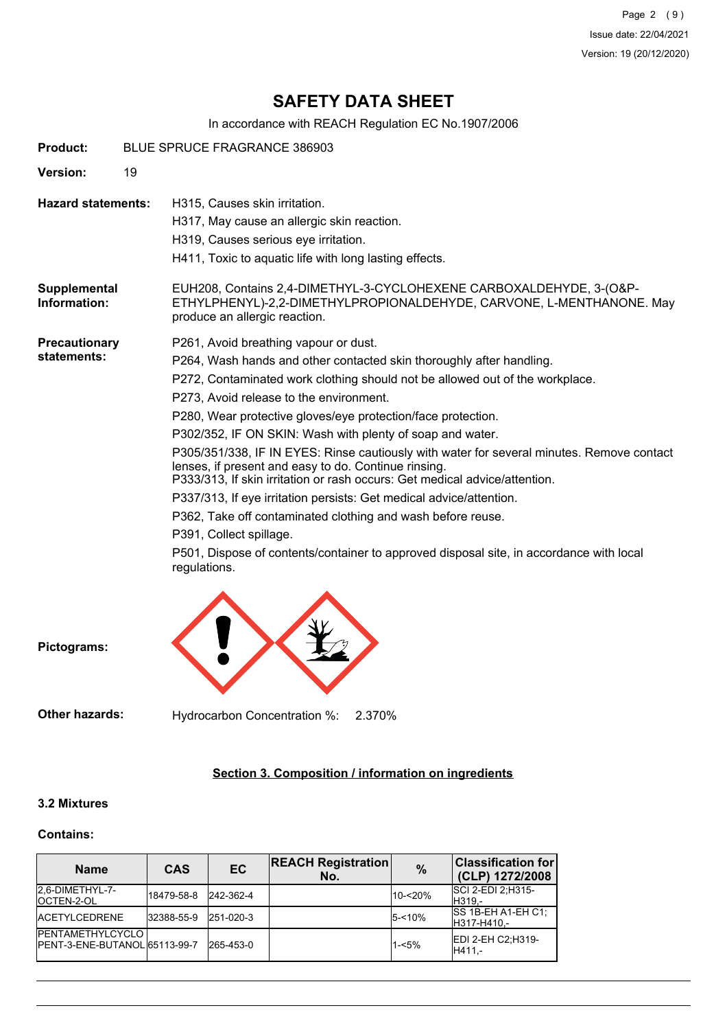# SAFETY DATA SHEET

In accordance with REACH Regulation EC No.1907/2006

**Product:** BLUE SPRUCE FRAGRANCE 386903

**Version:** 19

**Hazard statements:**
H315, Causes skin irritation.
H317, May cause an allergic skin reaction.
H319, Causes serious eye irritation.
H411, Toxic to aquatic life with long lasting effects.

**Supplemental Information:**
EUH208, Contains 2,4-DIMETHYL-3-CYCLOHEXENE CARBOXALDEHYDE, 3-(O&P-ETHYLPHENYL)-2,2-DIMETHYLPROPIONALDEHYDE, CARVONE, L-MENTHANONE. May produce an allergic reaction.

**Precautionary statements:**
P261, Avoid breathing vapour or dust.
P264, Wash hands and other contacted skin thoroughly after handling.
P272, Contaminated work clothing should not be allowed out of the workplace.
P273, Avoid release to the environment.
P280, Wear protective gloves/eye protection/face protection.
P302/352, IF ON SKIN: Wash with plenty of soap and water.
P305/351/338, IF IN EYES: Rinse cautiously with water for several minutes. Remove contact lenses, if present and easy to do. Continue rinsing.
P333/313, If skin irritation or rash occurs: Get medical advice/attention.
P337/313, If eye irritation persists: Get medical advice/attention.
P362, Take off contaminated clothing and wash before reuse.
P391, Collect spillage.
P501, Dispose of contents/container to approved disposal site, in accordance with local regulations.

**Pictograms:**

**Other hazards:** Hydrocarbon Concentration %: 2.370%

## Section 3. Composition / information on ingredients

### 3.2 Mixtures

**Contains:**

| Name | CAS | EC | REACH Registration No. | % | Classification for (CLP) 1272/2008 |
|---|---|---|---|---|---|
| 2,6-DIMETHYL-7-OCTEN-2-OL | 18479-58-8 | 242-362-4 | | 10-<20% | SCI 2-EDI 2;H315-H319,- |
| ACETYLCEDRENE | 32388-55-9 | 251-020-3 | | 5-<10% | SS 1B-EH A1-EH C1;H317-H410,- |
| PENTAMETHYLCYCLOPENT-3-ENE-BUTANOL | 65113-99-7 | 265-453-0 | | 1-<5% | EDI 2-EH C2;H319-H411,- |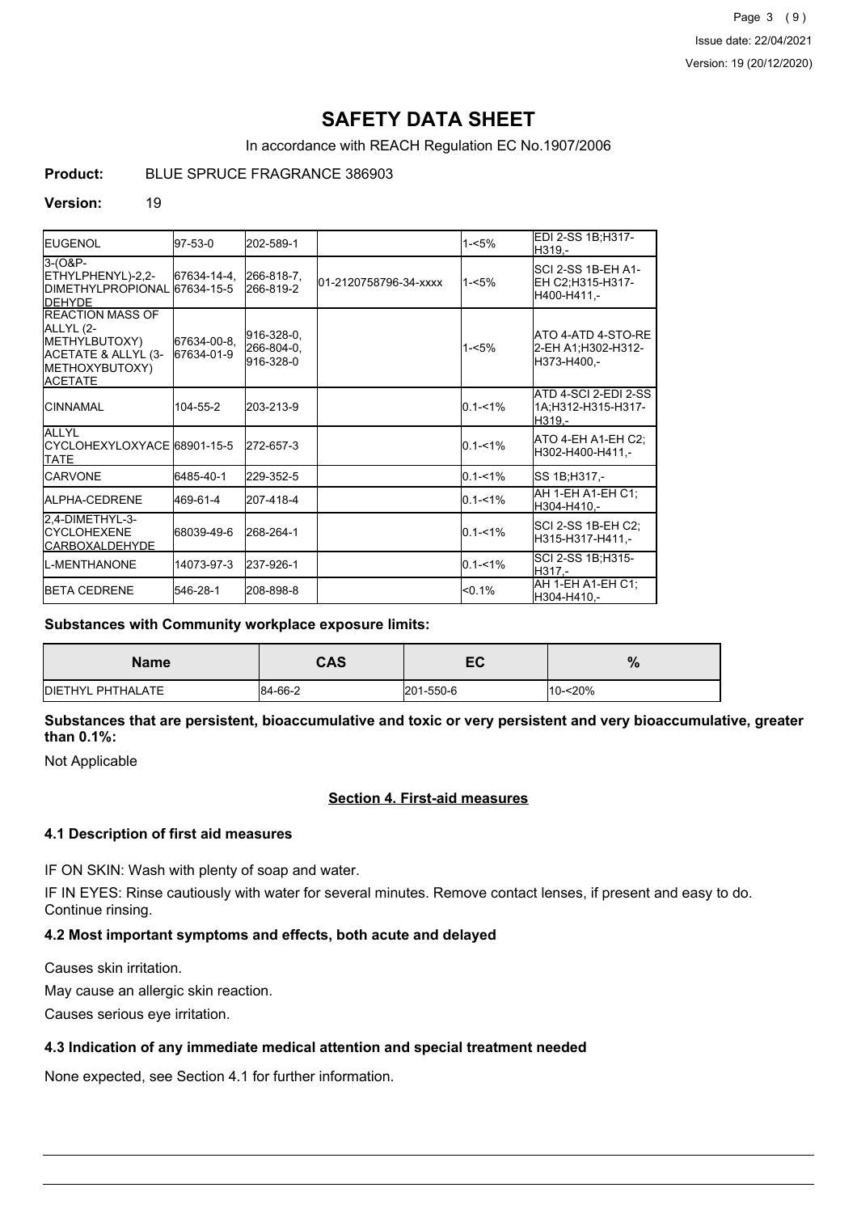# SAFETY DATA SHEET

In accordance with REACH Regulation EC No.1907/2006

**Product:** BLUE SPRUCE FRAGRANCE 386903

**Version:** 19

| | | | | | |
|---|---|---|---|---|---|
| EUGENOL | 97-53-0 | 202-589-1 | | 1-<5% | EDI 2-SS 1B;H317-H319,- |
| 3-(O&P-ETHYLPHENYL)-2,2-DIMETHYLPROPIONALDEHYDE | 67634-14-4, 67634-15-5 | 266-818-7, 266-819-2 | 01-2120758796-34-xxxx | 1-<5% | SCI 2-SS 1B-EH A1-EH C2;H315-H317-H400-H411,- |
| REACTION MASS OF ALLYL (2-METHYLBUTOXY) ACETATE & ALLYL (3-METHOXYBUTOXY) ACETATE | 67634-00-8, 67634-01-9 | 916-328-0, 266-804-0, 916-328-0 | | 1-<5% | ATO 4-ATD 4-STO-RE 2-EH A1;H302-H312-H373-H400,- |
| CINNAMAL | 104-55-2 | 203-213-9 | | 0.1-<1% | ATD 4-SCI 2-EDI 2-SS 1A;H312-H315-H317-H319,- |
| ALLYL CYCLOHEXYLOXYACETATE | 68901-15-5 | 272-657-3 | | 0.1-<1% | ATO 4-EH A1-EH C2;H302-H400-H411,- |
| CARVONE | 6485-40-1 | 229-352-5 | | 0.1-<1% | SS 1B;H317,- |
| ALPHA-CEDRENE | 469-61-4 | 207-418-4 | | 0.1-<1% | AH 1-EH A1-EH C1;H304-H410,- |
| 2,4-DIMETHYL-3-CYCLOHEXENE CARBOXALDEHYDE | 68039-49-6 | 268-264-1 | | 0.1-<1% | SCI 2-SS 1B-EH C2;H315-H317-H411,- |
| L-MENTHANONE | 14073-97-3 | 237-926-1 | | 0.1-<1% | SCI 2-SS 1B;H315-H317,- |
| BETA CEDRENE | 546-28-1 | 208-898-8 | | <0.1% | AH 1-EH A1-EH C1;H304-H410,- |

**Substances with Community workplace exposure limits:**

| Name | CAS | EC | % |
|---|---|---|---|
| DIETHYL PHTHALATE | 84-66-2 | 201-550-6 | 10-<20% |

**Substances that are persistent, bioaccumulative and toxic or very persistent and very bioaccumulative, greater than 0.1%:**

Not Applicable

## Section 4. First-aid measures

### 4.1 Description of first aid measures

IF ON SKIN: Wash with plenty of soap and water.

IF IN EYES: Rinse cautiously with water for several minutes. Remove contact lenses, if present and easy to do. Continue rinsing.

### 4.2 Most important symptoms and effects, both acute and delayed

Causes skin irritation.

May cause an allergic skin reaction.

Causes serious eye irritation.

### 4.3 Indication of any immediate medical attention and special treatment needed

None expected, see Section 4.1 for further information.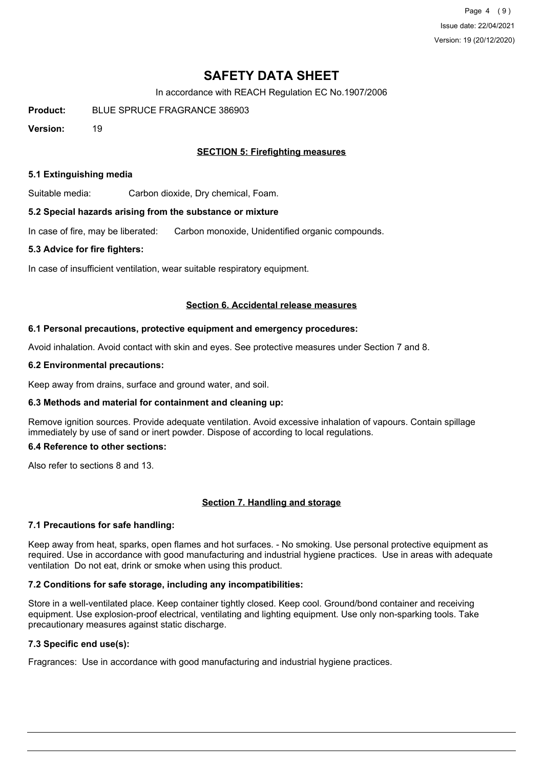# SAFETY DATA SHEET

In accordance with REACH Regulation EC No.1907/2006

**Product:** BLUE SPRUCE FRAGRANCE 386903

**Version:** 19

## SECTION 5: Firefighting measures

### 5.1 Extinguishing media

Suitable media: Carbon dioxide, Dry chemical, Foam.

### 5.2 Special hazards arising from the substance or mixture

In case of fire, may be liberated: Carbon monoxide, Unidentified organic compounds.

### 5.3 Advice for fire fighters:

In case of insufficient ventilation, wear suitable respiratory equipment.

## Section 6. Accidental release measures

### 6.1 Personal precautions, protective equipment and emergency procedures:

Avoid inhalation. Avoid contact with skin and eyes. See protective measures under Section 7 and 8.

### 6.2 Environmental precautions:

Keep away from drains, surface and ground water, and soil.

### 6.3 Methods and material for containment and cleaning up:

Remove ignition sources. Provide adequate ventilation. Avoid excessive inhalation of vapours. Contain spillage immediately by use of sand or inert powder. Dispose of according to local regulations.

### 6.4 Reference to other sections:

Also refer to sections 8 and 13.

## Section 7. Handling and storage

### 7.1 Precautions for safe handling:

Keep away from heat, sparks, open flames and hot surfaces. - No smoking. Use personal protective equipment as required. Use in accordance with good manufacturing and industrial hygiene practices. Use in areas with adequate ventilation Do not eat, drink or smoke when using this product.

### 7.2 Conditions for safe storage, including any incompatibilities:

Store in a well-ventilated place. Keep container tightly closed. Keep cool. Ground/bond container and receiving equipment. Use explosion-proof electrical, ventilating and lighting equipment. Use only non-sparking tools. Take precautionary measures against static discharge.

### 7.3 Specific end use(s):

Fragrances: Use in accordance with good manufacturing and industrial hygiene practices.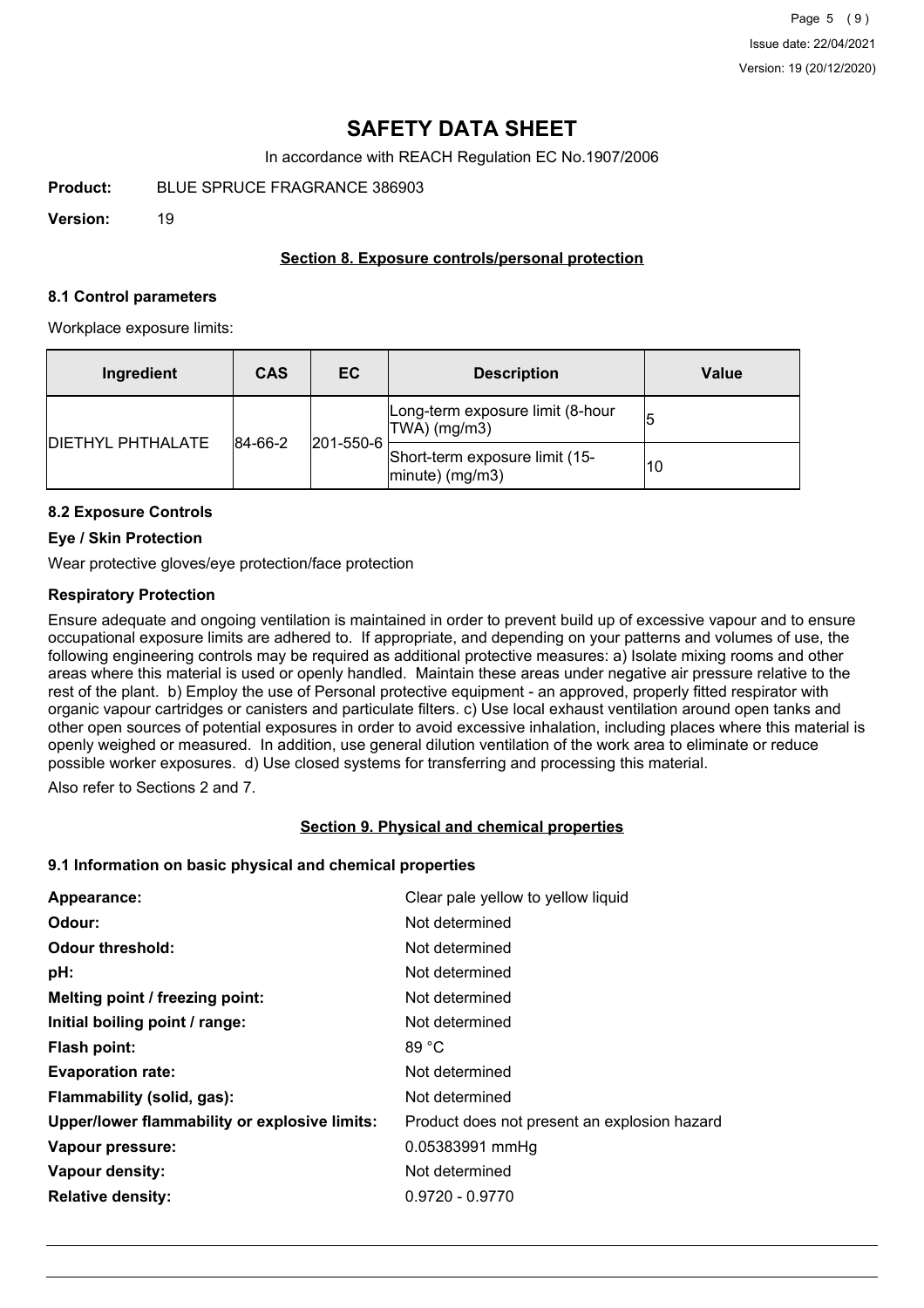# SAFETY DATA SHEET

In accordance with REACH Regulation EC No.1907/2006

**Product:** BLUE SPRUCE FRAGRANCE 386903

**Version:** 19

## Section 8. Exposure controls/personal protection

### 8.1 Control parameters

Workplace exposure limits:

| Ingredient | CAS | EC | Description | Value |
|---|---|---|---|---|
| DIETHYL PHTHALATE | 84-66-2 | 201-550-6 | Long-term exposure limit (8-hour TWA) (mg/m3) | 5 |
| | | | Short-term exposure limit (15-minute) (mg/m3) | 10 |

### 8.2 Exposure Controls

**Eye / Skin Protection**

Wear protective gloves/eye protection/face protection

**Respiratory Protection**

Ensure adequate and ongoing ventilation is maintained in order to prevent build up of excessive vapour and to ensure occupational exposure limits are adhered to. If appropriate, and depending on your patterns and volumes of use, the following engineering controls may be required as additional protective measures: a) Isolate mixing rooms and other areas where this material is used or openly handled. Maintain these areas under negative air pressure relative to the rest of the plant. b) Employ the use of Personal protective equipment - an approved, properly fitted respirator with organic vapour cartridges or canisters and particulate filters. c) Use local exhaust ventilation around open tanks and other open sources of potential exposures in order to avoid excessive inhalation, including places where this material is openly weighed or measured. In addition, use general dilution ventilation of the work area to eliminate or reduce possible worker exposures. d) Use closed systems for transferring and processing this material.

Also refer to Sections 2 and 7.

## Section 9. Physical and chemical properties

### 9.1 Information on basic physical and chemical properties

**Appearance:** Clear pale yellow to yellow liquid

**Odour:** Not determined

**Odour threshold:** Not determined

**pH:** Not determined

**Melting point / freezing point:** Not determined

**Initial boiling point / range:** Not determined

**Flash point:** 89 °C

**Evaporation rate:** Not determined

**Flammability (solid, gas):** Not determined

**Upper/lower flammability or explosive limits:** Product does not present an explosion hazard

**Vapour pressure:** 0.05383991 mmHg

**Vapour density:** Not determined

**Relative density:** 0.9720 - 0.9770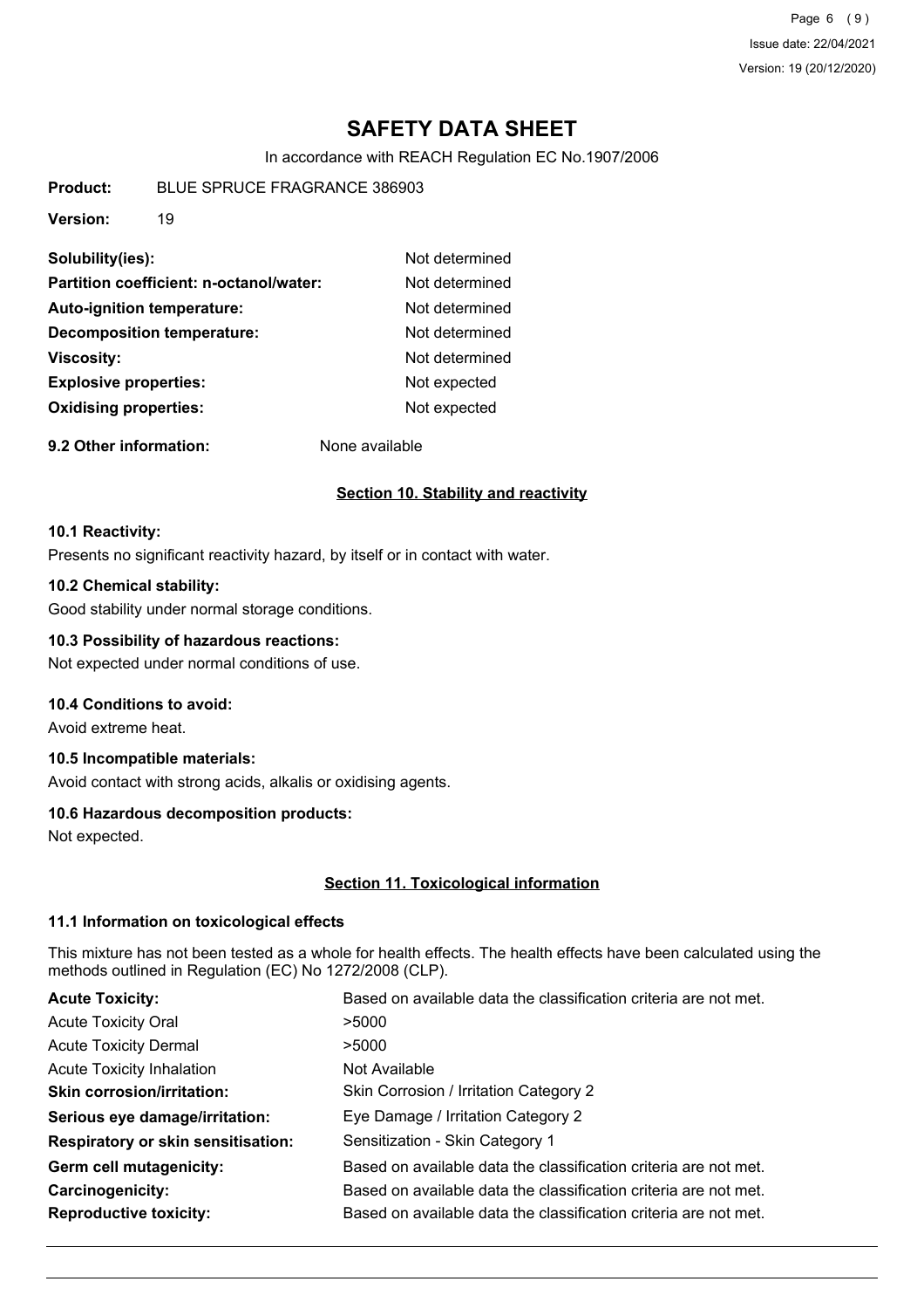# SAFETY DATA SHEET

In accordance with REACH Regulation EC No.1907/2006

**Product:** BLUE SPRUCE FRAGRANCE 386903

**Version:** 19

| | |
|---|---|
| **Solubility(ies):** | Not determined |
| **Partition coefficient: n-octanol/water:** | Not determined |
| **Auto-ignition temperature:** | Not determined |
| **Decomposition temperature:** | Not determined |
| **Viscosity:** | Not determined |
| **Explosive properties:** | Not expected |
| **Oxidising properties:** | Not expected |

**9.2 Other information:** None available

## Section 10. Stability and reactivity

**10.1 Reactivity:**

Presents no significant reactivity hazard, by itself or in contact with water.

**10.2 Chemical stability:**

Good stability under normal storage conditions.

**10.3 Possibility of hazardous reactions:**

Not expected under normal conditions of use.

**10.4 Conditions to avoid:**

Avoid extreme heat.

**10.5 Incompatible materials:**

Avoid contact with strong acids, alkalis or oxidising agents.

**10.6 Hazardous decomposition products:**

Not expected.

## Section 11. Toxicological information

**11.1 Information on toxicological effects**

This mixture has not been tested as a whole for health effects. The health effects have been calculated using the methods outlined in Regulation (EC) No 1272/2008 (CLP).

| | |
|---|---|
| **Acute Toxicity:** | Based on available data the classification criteria are not met. |
| Acute Toxicity Oral | >5000 |
| Acute Toxicity Dermal | >5000 |
| Acute Toxicity Inhalation | Not Available |
| **Skin corrosion/irritation:** | Skin Corrosion / Irritation Category 2 |
| **Serious eye damage/irritation:** | Eye Damage / Irritation Category 2 |
| **Respiratory or skin sensitisation:** | Sensitization - Skin Category 1 |
| **Germ cell mutagenicity:** | Based on available data the classification criteria are not met. |
| **Carcinogenicity:** | Based on available data the classification criteria are not met. |
| **Reproductive toxicity:** | Based on available data the classification criteria are not met. |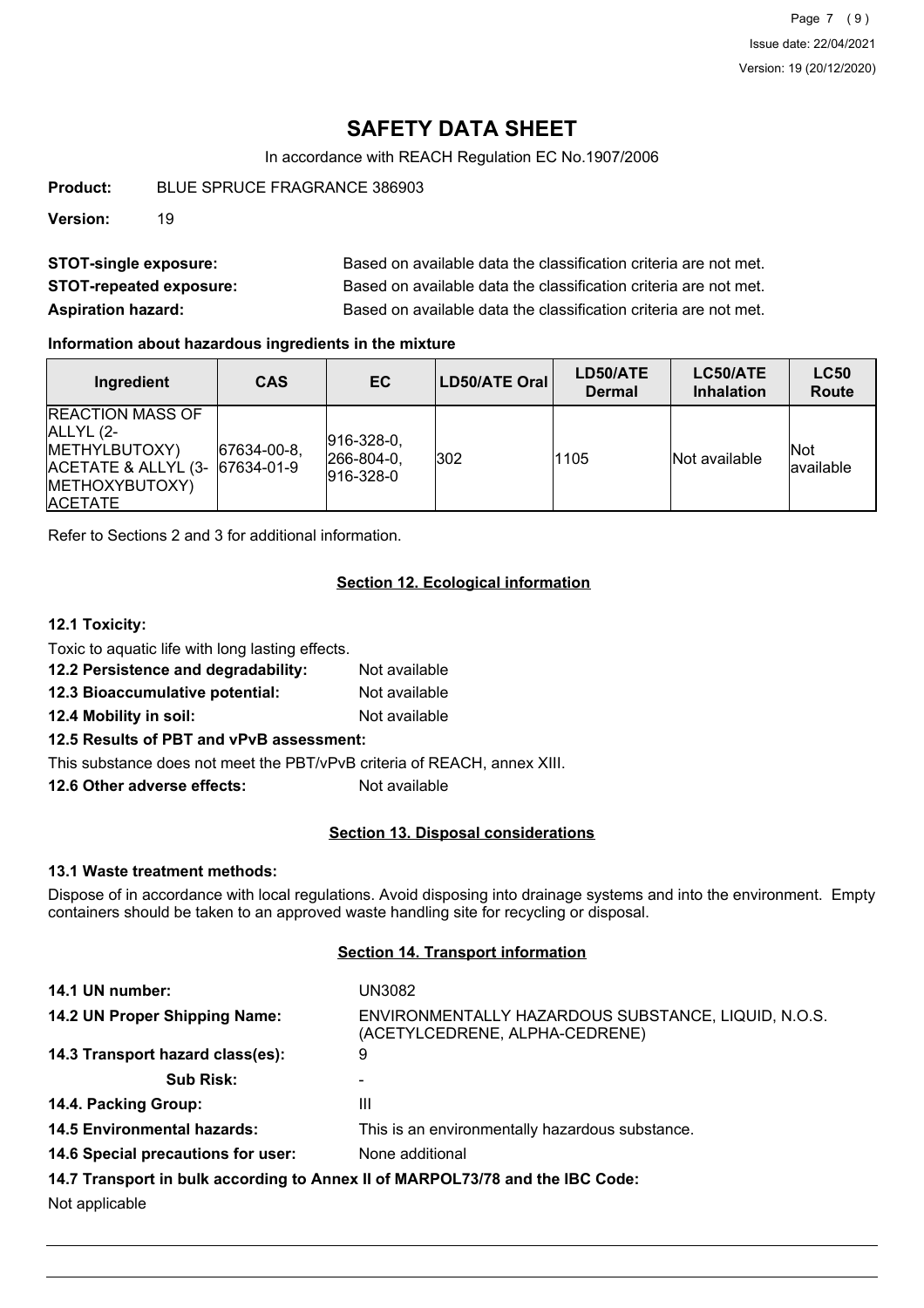# SAFETY DATA SHEET

In accordance with REACH Regulation EC No.1907/2006

**Product:** BLUE SPRUCE FRAGRANCE 386903

**Version:** 19

**STOT-single exposure:** Based on available data the classification criteria are not met.

**STOT-repeated exposure:** Based on available data the classification criteria are not met.

**Aspiration hazard:** Based on available data the classification criteria are not met.

**Information about hazardous ingredients in the mixture**

| Ingredient | CAS | EC | LD50/ATE Oral | LD50/ATE Dermal | LC50/ATE Inhalation | LC50 Route |
|---|---|---|---|---|---|---|
| REACTION MASS OF ALLYL (2-METHYLBUTOXY) ACETATE & ALLYL (3-METHOXYBUTOXY) ACETATE | 67634-00-8, 67634-01-9 | 916-328-0, 266-804-0, 916-328-0 | 302 | 1105 | Not available | Not available |

Refer to Sections 2 and 3 for additional information.

## Section 12. Ecological information

**12.1 Toxicity:**

Toxic to aquatic life with long lasting effects.

**12.2 Persistence and degradability:** Not available

**12.3 Bioaccumulative potential:** Not available

**12.4 Mobility in soil:** Not available

**12.5 Results of PBT and vPvB assessment:**

This substance does not meet the PBT/vPvB criteria of REACH, annex XIII.

**12.6 Other adverse effects:** Not available

## Section 13. Disposal considerations

**13.1 Waste treatment methods:**

Dispose of in accordance with local regulations. Avoid disposing into drainage systems and into the environment. Empty containers should be taken to an approved waste handling site for recycling or disposal.

## Section 14. Transport information

**14.1 UN number:** UN3082

**14.2 UN Proper Shipping Name:** ENVIRONMENTALLY HAZARDOUS SUBSTANCE, LIQUID, N.O.S. (ACETYLCEDRENE, ALPHA-CEDRENE)

**14.3 Transport hazard class(es):** 9

**Sub Risk:** -

**14.4. Packing Group:** III

**14.5 Environmental hazards:** This is an environmentally hazardous substance.

**14.6 Special precautions for user:** None additional

**14.7 Transport in bulk according to Annex II of MARPOL73/78 and the IBC Code:**

Not applicable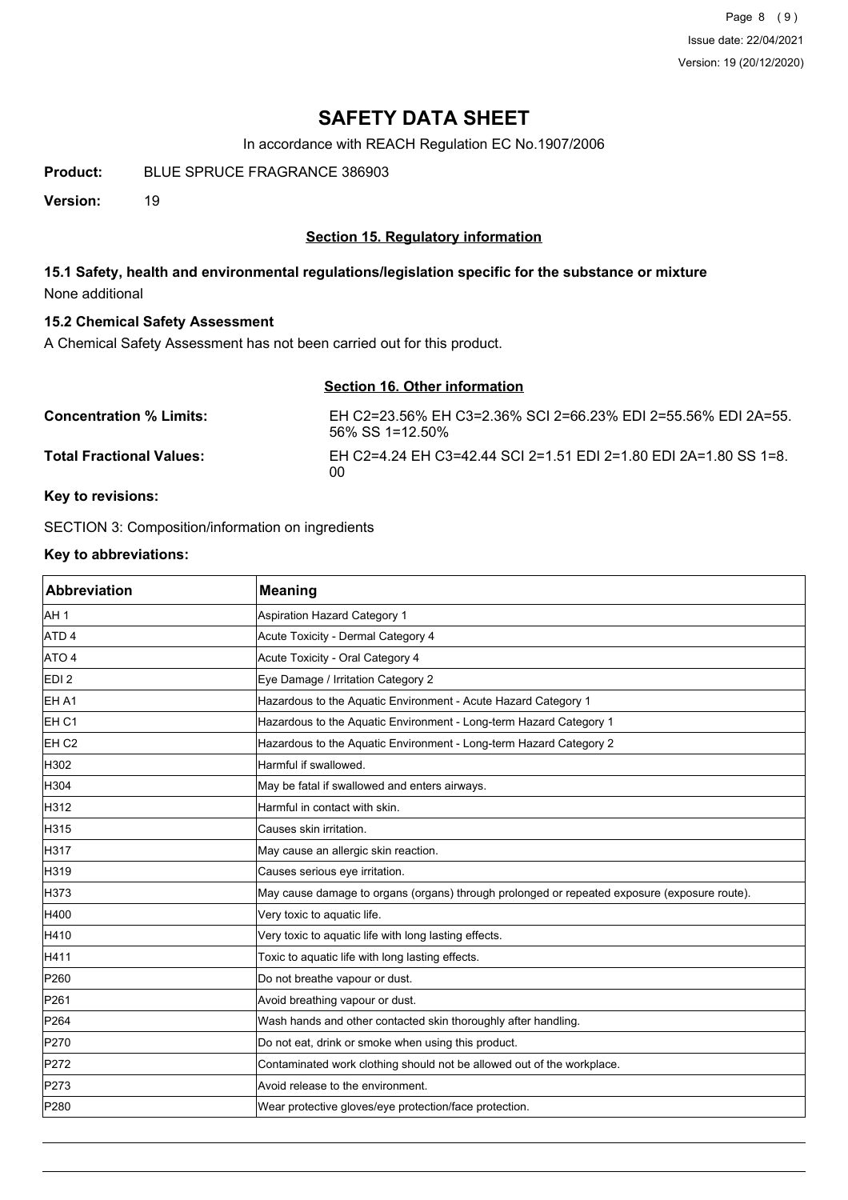# SAFETY DATA SHEET

In accordance with REACH Regulation EC No.1907/2006

**Product:** BLUE SPRUCE FRAGRANCE 386903

**Version:** 19

## Section 15. Regulatory information

### 15.1 Safety, health and environmental regulations/legislation specific for the substance or mixture

None additional

### 15.2 Chemical Safety Assessment

A Chemical Safety Assessment has not been carried out for this product.

## Section 16. Other information

**Concentration % Limits:** EH C2=23.56% EH C3=2.36% SCI 2=66.23% EDI 2=55.56% EDI 2A=55.56% SS 1=12.50%

**Total Fractional Values:** EH C2=4.24 EH C3=42.44 SCI 2=1.51 EDI 2=1.80 EDI 2A=1.80 SS 1=8.00

**Key to revisions:**

SECTION 3: Composition/information on ingredients

**Key to abbreviations:**

| Abbreviation | Meaning |
|---|---|
| AH 1 | Aspiration Hazard Category 1 |
| ATD 4 | Acute Toxicity - Dermal Category 4 |
| ATO 4 | Acute Toxicity - Oral Category 4 |
| EDI 2 | Eye Damage / Irritation Category 2 |
| EH A1 | Hazardous to the Aquatic Environment - Acute Hazard Category 1 |
| EH C1 | Hazardous to the Aquatic Environment - Long-term Hazard Category 1 |
| EH C2 | Hazardous to the Aquatic Environment - Long-term Hazard Category 2 |
| H302 | Harmful if swallowed. |
| H304 | May be fatal if swallowed and enters airways. |
| H312 | Harmful in contact with skin. |
| H315 | Causes skin irritation. |
| H317 | May cause an allergic skin reaction. |
| H319 | Causes serious eye irritation. |
| H373 | May cause damage to organs (organs) through prolonged or repeated exposure (exposure route). |
| H400 | Very toxic to aquatic life. |
| H410 | Very toxic to aquatic life with long lasting effects. |
| H411 | Toxic to aquatic life with long lasting effects. |
| P260 | Do not breathe vapour or dust. |
| P261 | Avoid breathing vapour or dust. |
| P264 | Wash hands and other contacted skin thoroughly after handling. |
| P270 | Do not eat, drink or smoke when using this product. |
| P272 | Contaminated work clothing should not be allowed out of the workplace. |
| P273 | Avoid release to the environment. |
| P280 | Wear protective gloves/eye protection/face protection. |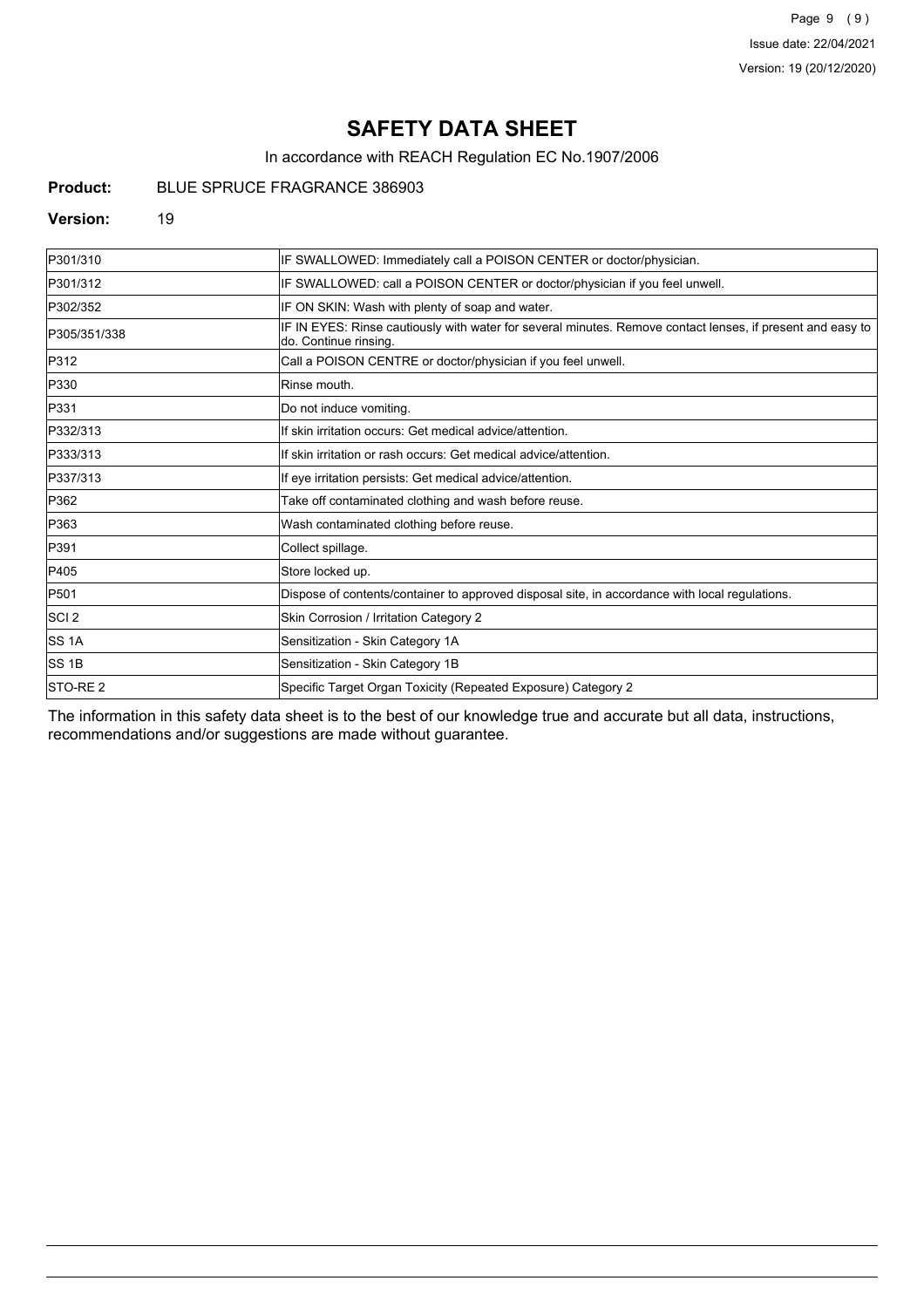# SAFETY DATA SHEET

In accordance with REACH Regulation EC No.1907/2006

**Product:** BLUE SPRUCE FRAGRANCE 386903

**Version:** 19

| | |
|---|---|
| P301/310 | IF SWALLOWED: Immediately call a POISON CENTER or doctor/physician. |
| P301/312 | IF SWALLOWED: call a POISON CENTER or doctor/physician if you feel unwell. |
| P302/352 | IF ON SKIN: Wash with plenty of soap and water. |
| P305/351/338 | IF IN EYES: Rinse cautiously with water for several minutes. Remove contact lenses, if present and easy to do. Continue rinsing. |
| P312 | Call a POISON CENTRE or doctor/physician if you feel unwell. |
| P330 | Rinse mouth. |
| P331 | Do not induce vomiting. |
| P332/313 | If skin irritation occurs: Get medical advice/attention. |
| P333/313 | If skin irritation or rash occurs: Get medical advice/attention. |
| P337/313 | If eye irritation persists: Get medical advice/attention. |
| P362 | Take off contaminated clothing and wash before reuse. |
| P363 | Wash contaminated clothing before reuse. |
| P391 | Collect spillage. |
| P405 | Store locked up. |
| P501 | Dispose of contents/container to approved disposal site, in accordance with local regulations. |
| SCI 2 | Skin Corrosion / Irritation Category 2 |
| SS 1A | Sensitization - Skin Category 1A |
| SS 1B | Sensitization - Skin Category 1B |
| STO-RE 2 | Specific Target Organ Toxicity (Repeated Exposure) Category 2 |

The information in this safety data sheet is to the best of our knowledge true and accurate but all data, instructions, recommendations and/or suggestions are made without guarantee.